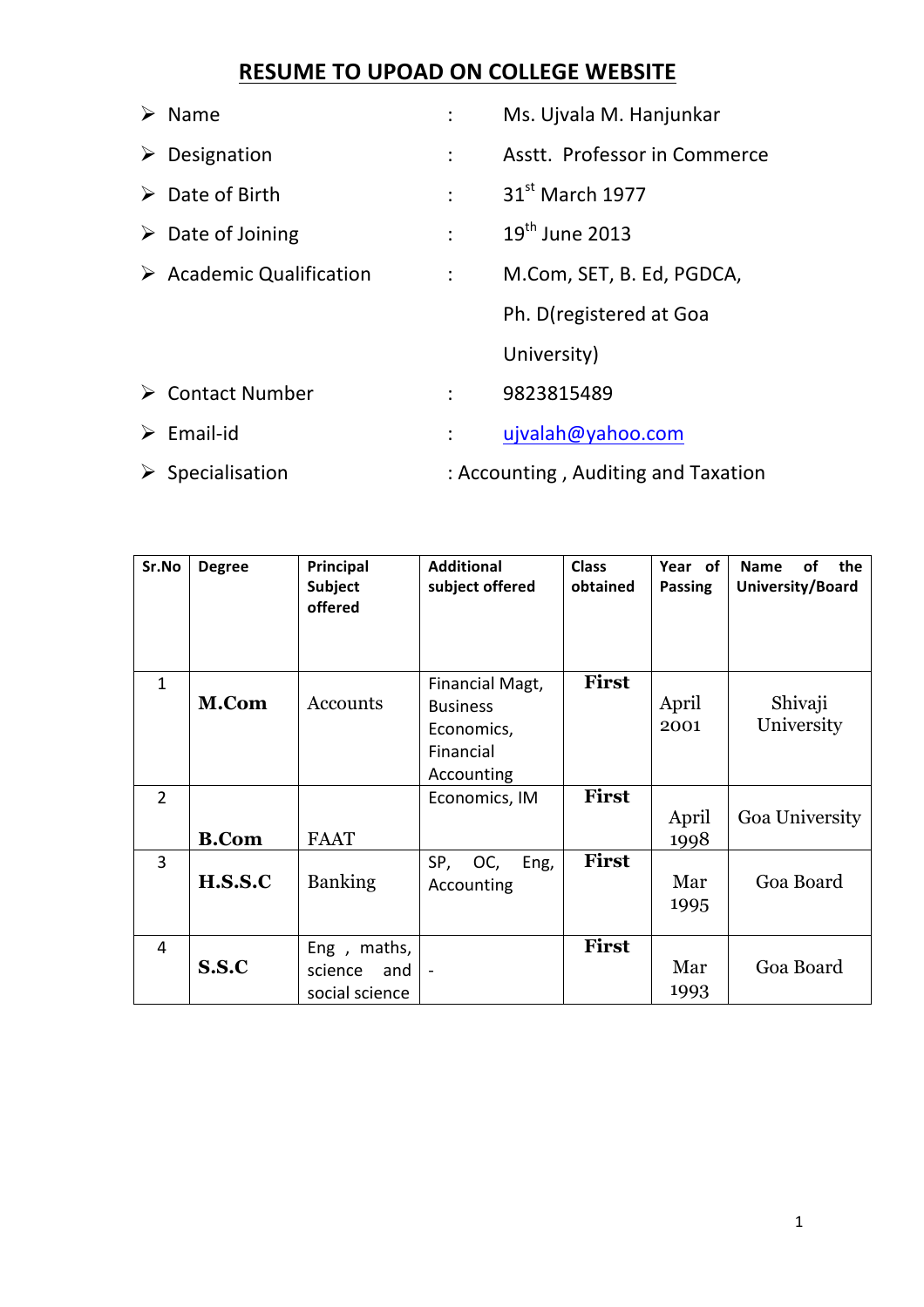# RESUME TO UPOAD ON COLLEGE WEBSITE

- Name : Ms. Ujvala M. Hanjunkar
- Designation : Asstt. Professor in Commerce
- Date of Birth : 31st March 1977
- Date of Joining : 19th June 2013
- Academic Qualification : M.Com, SET, B. Ed, PGDCA, Ph. D(registered at Goa University)
- Contact Number : 9823815489
- Email-id : ujvalah@yahoo.com
- Specialisation : Accounting , Auditing and Taxation

| Sr.No | Degree | Principal Subject offered | Additional subject offered | Class obtained | Year of Passing | Name of the University/Board |
|---|---|---|---|---|---|---|
| 1 | **M.Com** | Accounts | Financial Magt, Business Economics, Financial Accounting | **First** | April 2001 | Shivaji University |
| 2 | **B.Com** | FAAT | Economics, IM | **First** | April 1998 | Goa University |
| 3 | **H.S.S.C** | Banking | SP, OC, Eng, Accounting | **First** | Mar 1995 | Goa Board |
| 4 | **S.S.C** | Eng , maths, science and social science | - | **First** | Mar 1993 | Goa Board |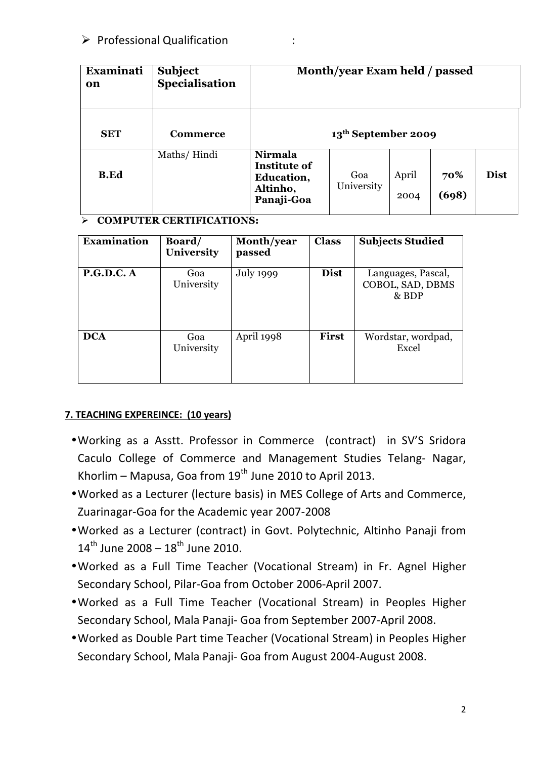- Professional Qualification :

| Examination | Subject Specialisation | Month/year Exam held / passed | | | | |
|---|---|---|---|---|---|---|
| **SET** | **Commerce** | **13th September 2009** | | | | |
| **B.Ed** | Maths/ Hindi | **Nirmala Institute of Education, Altinho, Panaji-Goa** | Goa University | April 2004 | **70% (698)** | **Dist** |

- **COMPUTER CERTIFICATIONS:**

| Examination | Board/ University | Month/year passed | Class | Subjects Studied |
|---|---|---|---|---|
| **P.G.D.C. A** | Goa University | July 1999 | **Dist** | Languages, Pascal, COBOL, SAD, DBMS & BDP |
| **DCA** | Goa University | April 1998 | **First** | Wordstar, wordpad, Excel |

**7. TEACHING EXPEREINCE: (10 years)**

- Working as a Asstt. Professor in Commerce (contract) in SV'S Sridora Caculo College of Commerce and Management Studies Telang- Nagar, Khorlim – Mapusa, Goa from 19th June 2010 to April 2013.
- Worked as a Lecturer (lecture basis) in MES College of Arts and Commerce, Zuarinagar-Goa for the Academic year 2007-2008
- Worked as a Lecturer (contract) in Govt. Polytechnic, Altinho Panaji from 14th June 2008 – 18th June 2010.
- Worked as a Full Time Teacher (Vocational Stream) in Fr. Agnel Higher Secondary School, Pilar-Goa from October 2006-April 2007.
- Worked as a Full Time Teacher (Vocational Stream) in Peoples Higher Secondary School, Mala Panaji- Goa from September 2007-April 2008.
- Worked as Double Part time Teacher (Vocational Stream) in Peoples Higher Secondary School, Mala Panaji- Goa from August 2004-August 2008.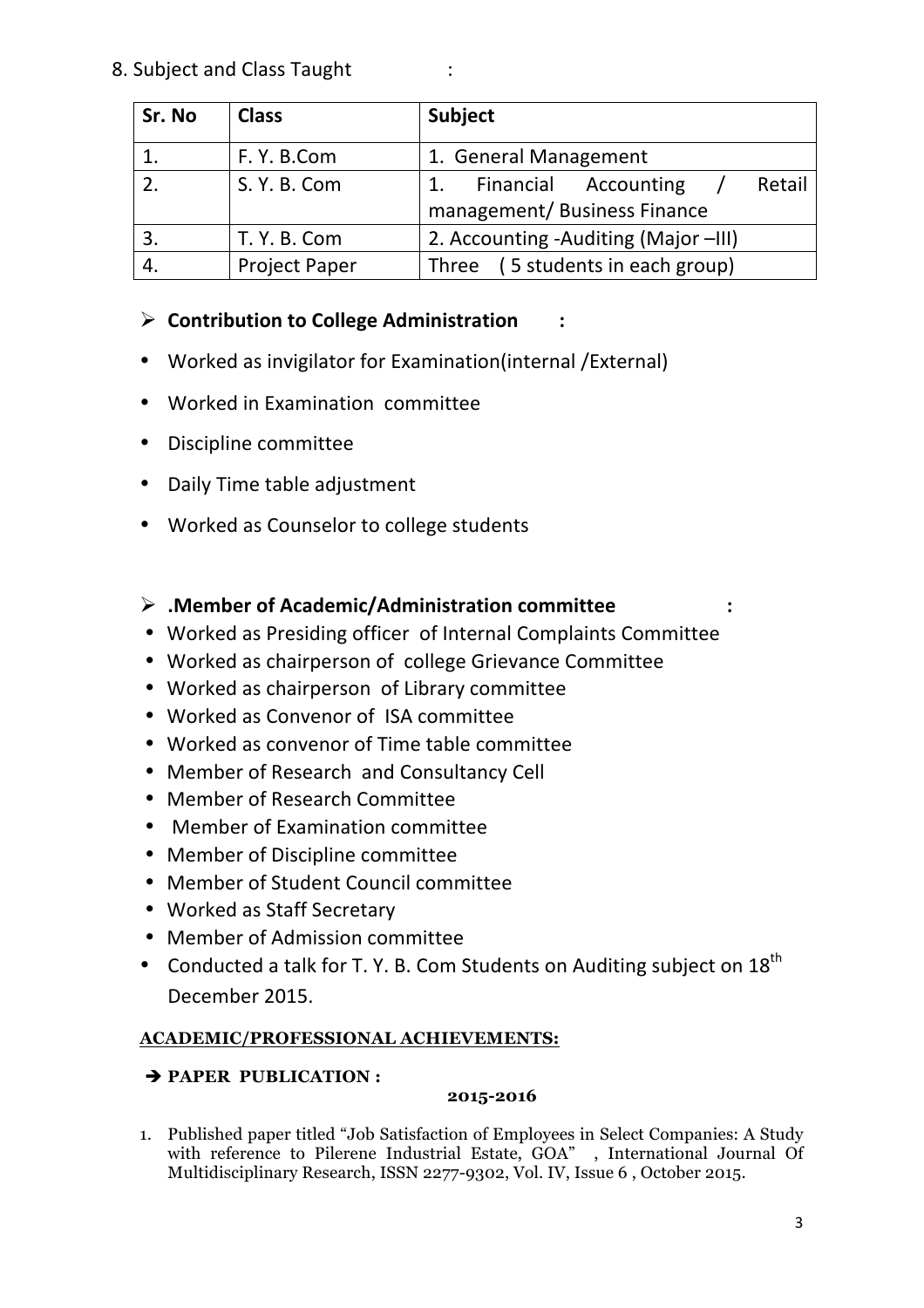8. Subject and Class Taught :

| Sr. No | Class | Subject |
|---|---|---|
| 1. | F. Y. B.Com | 1. General Management |
| 2. | S. Y. B. Com | 1. Financial Accounting / Retail management/ Business Finance |
| 3. | T. Y. B. Com | 2. Accounting -Auditing (Major –III) |
| 4. | Project Paper | Three (5 students in each group) |

- **Contribution to College Administration :**

- Worked as invigilator for Examination(internal /External)
- Worked in Examination committee
- Discipline committee
- Daily Time table adjustment
- Worked as Counselor to college students

- **.Member of Academic/Administration committee :**

- Worked as Presiding officer of Internal Complaints Committee
- Worked as chairperson of college Grievance Committee
- Worked as chairperson of Library committee
- Worked as Convenor of ISA committee
- Worked as convenor of Time table committee
- Member of Research and Consultancy Cell
- Member of Research Committee
- Member of Examination committee
- Member of Discipline committee
- Member of Student Council committee
- Worked as Staff Secretary
- Member of Admission committee
- Conducted a talk for T. Y. B. Com Students on Auditing subject on 18th December 2015.

**ACADEMIC/PROFESSIONAL ACHIEVEMENTS:**

➔ **PAPER PUBLICATION :**

**2015-2016**

1. Published paper titled "Job Satisfaction of Employees in Select Companies: A Study with reference to Pilerene Industrial Estate, GOA" , International Journal Of Multidisciplinary Research, ISSN 2277-9302, Vol. IV, Issue 6 , October 2015.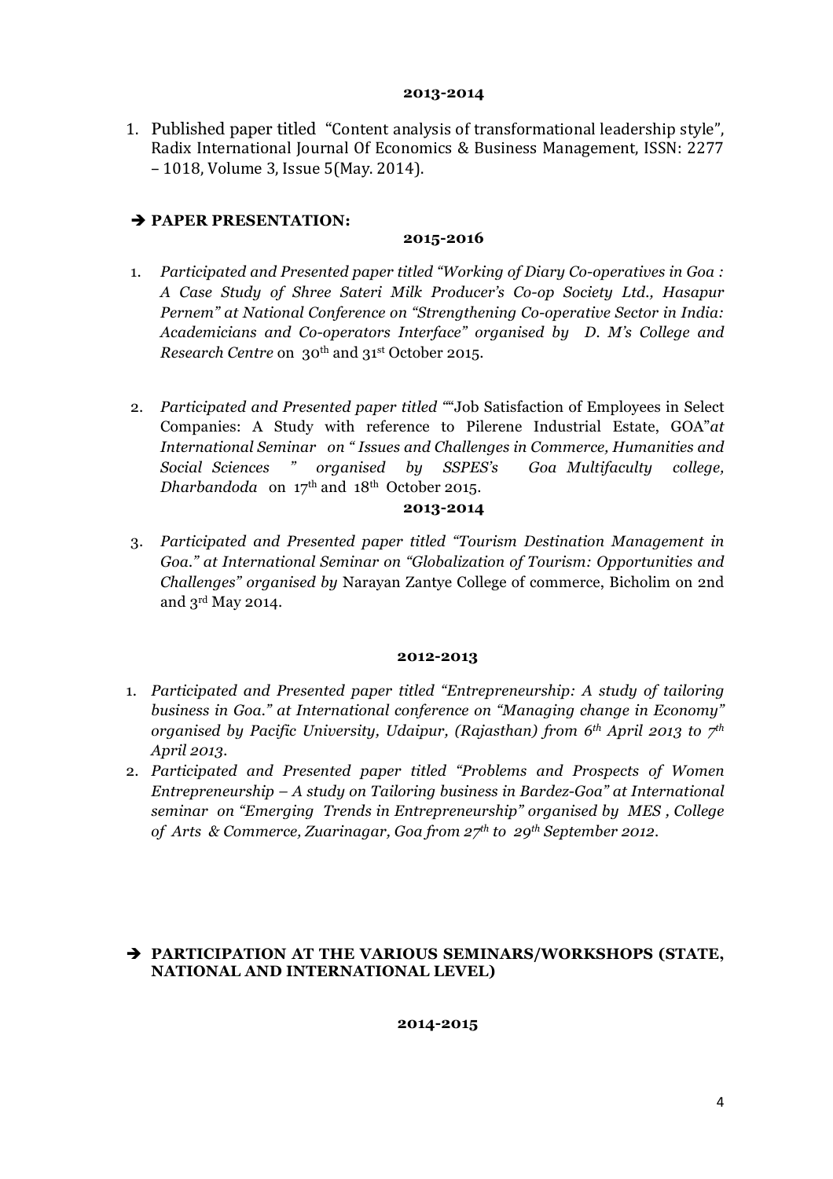**2013-2014**

1. Published paper titled "Content analysis of transformational leadership style", Radix International Journal Of Economics & Business Management, ISSN: 2277 – 1018, Volume 3, Issue 5(May. 2014).

## ➔ PAPER PRESENTATION:

**2015-2016**

1. *Participated and Presented paper titled "Working of Diary Co-operatives in Goa : A Case Study of Shree Sateri Milk Producer's Co-op Society Ltd., Hasapur Pernem" at National Conference on "Strengthening Co-operative Sector in India: Academicians and Co-operators Interface" organised by D. M's College and Research Centre* on 30th and 31st October 2015.

2. *Participated and Presented paper titled* ""Job Satisfaction of Employees in Select Companies: A Study with reference to Pilerene Industrial Estate, GOA"*at International Seminar on " Issues and Challenges in Commerce, Humanities and Social Sciences " organised by SSPES's Goa Multifaculty college, Dharbandoda* on 17th and 18th October 2015.

**2013-2014**

3. *Participated and Presented paper titled "Tourism Destination Management in Goa." at International Seminar on "Globalization of Tourism: Opportunities and Challenges" organised by* Narayan Zantye College of commerce, Bicholim on 2nd and 3rd May 2014.

**2012-2013**

1. *Participated and Presented paper titled "Entrepreneurship: A study of tailoring business in Goa." at International conference on "Managing change in Economy" organised by Pacific University, Udaipur, (Rajasthan) from 6th April 2013 to 7th April 2013.*
2. *Participated and Presented paper titled "Problems and Prospects of Women Entrepreneurship – A study on Tailoring business in Bardez-Goa" at International seminar on "Emerging Trends in Entrepreneurship" organised by MES , College of Arts & Commerce, Zuarinagar, Goa from 27th to 29th September 2012.*

## ➔ PARTICIPATION AT THE VARIOUS SEMINARS/WORKSHOPS (STATE, NATIONAL AND INTERNATIONAL LEVEL)

**2014-2015**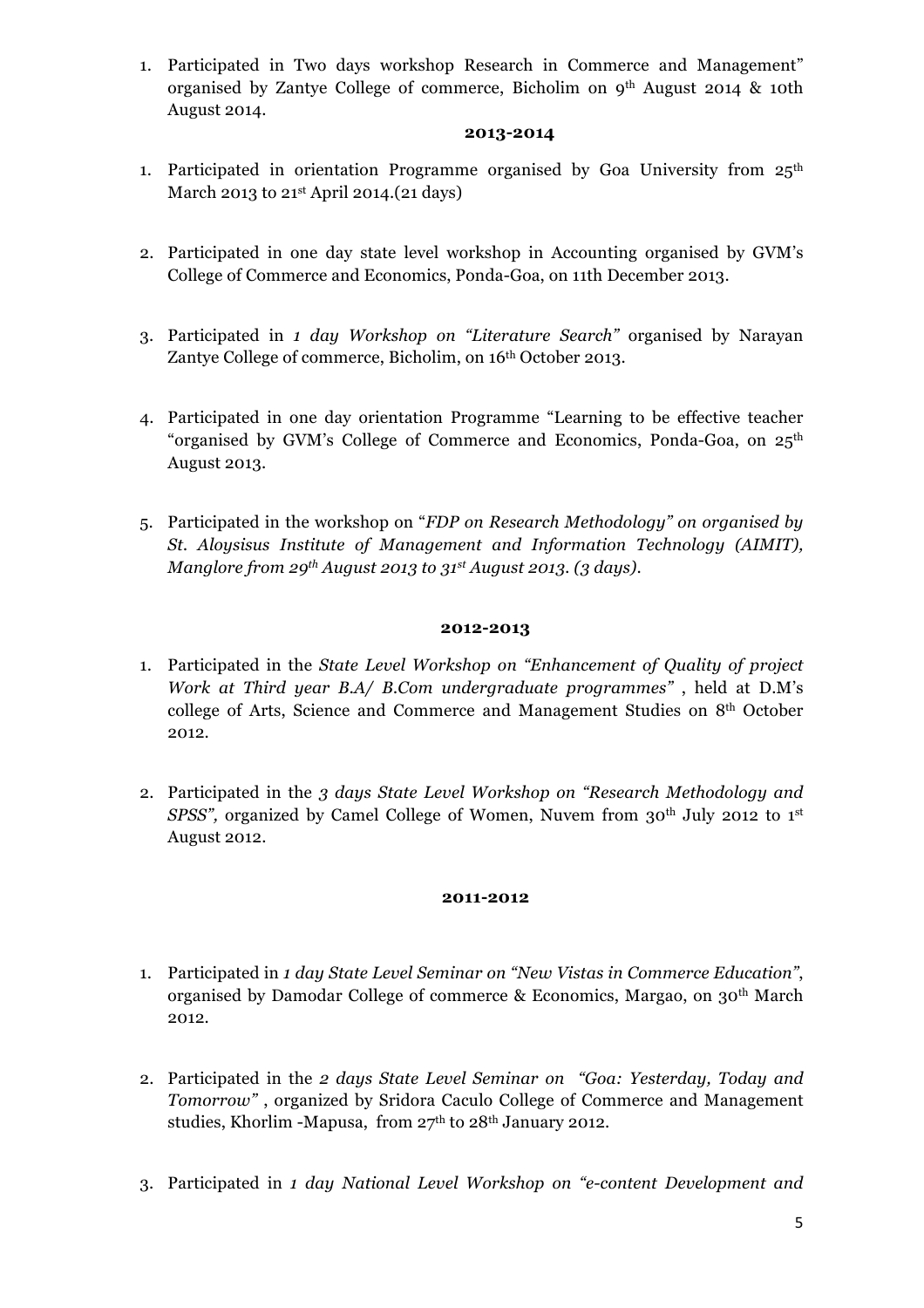1. Participated in Two days workshop Research in Commerce and Management" organised by Zantye College of commerce, Bicholim on 9th August 2014 & 10th August 2014.

**2013-2014**

1. Participated in orientation Programme organised by Goa University from 25th March 2013 to 21st April 2014.(21 days)

2. Participated in one day state level workshop in Accounting organised by GVM's College of Commerce and Economics, Ponda-Goa, on 11th December 2013.

3. Participated in *1 day Workshop on "Literature Search"* organised by Narayan Zantye College of commerce, Bicholim, on 16th October 2013.

4. Participated in one day orientation Programme "Learning to be effective teacher "organised by GVM's College of Commerce and Economics, Ponda-Goa, on 25th August 2013.

5. Participated in the workshop on "*FDP on Research Methodology" on organised by St. Aloysisus Institute of Management and Information Technology (AIMIT), Manglore from 29th August 2013 to 31st August 2013. (3 days).*

**2012-2013**

1. Participated in the *State Level Workshop on "Enhancement of Quality of project Work at Third year B.A/ B.Com undergraduate programmes"* , held at D.M's college of Arts, Science and Commerce and Management Studies on 8th October 2012.

2. Participated in the *3 days State Level Workshop on "Research Methodology and SPSS",* organized by Camel College of Women, Nuvem from 30th July 2012 to 1st August 2012.

**2011-2012**

1. Participated in *1 day State Level Seminar on "New Vistas in Commerce Education"*, organised by Damodar College of commerce & Economics, Margao, on 30th March 2012.

2. Participated in the *2 days State Level Seminar on "Goa: Yesterday, Today and Tomorrow"* , organized by Sridora Caculo College of Commerce and Management studies, Khorlim -Mapusa, from 27th to 28th January 2012.

3. Participated in *1 day National Level Workshop on "e-content Development and*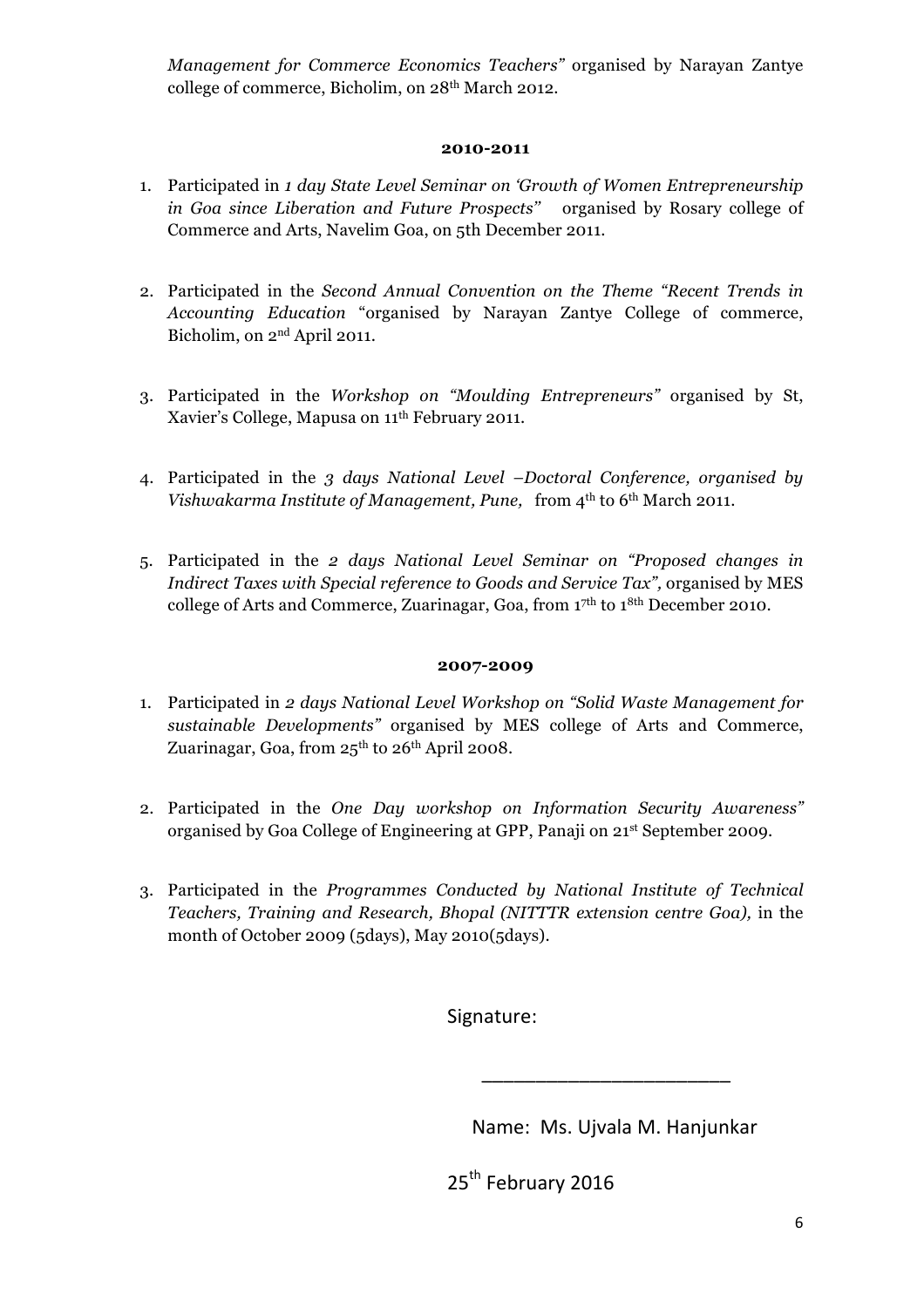*Management for Commerce Economics Teachers"* organised by Narayan Zantye college of commerce, Bicholim, on 28th March 2012.

**2010-2011**

1. Participated in *1 day State Level Seminar on 'Growth of Women Entrepreneurship in Goa since Liberation and Future Prospects"* organised by Rosary college of Commerce and Arts, Navelim Goa, on 5th December 2011.

2. Participated in the *Second Annual Convention on the Theme "Recent Trends in Accounting Education* "organised by Narayan Zantye College of commerce, Bicholim, on 2nd April 2011.

3. Participated in the *Workshop on "Moulding Entrepreneurs"* organised by St, Xavier's College, Mapusa on 11th February 2011.

4. Participated in the *3 days National Level –Doctoral Conference, organised by Vishwakarma Institute of Management, Pune,* from 4th to 6th March 2011.

5. Participated in the *2 days National Level Seminar on "Proposed changes in Indirect Taxes with Special reference to Goods and Service Tax",* organised by MES college of Arts and Commerce, Zuarinagar, Goa, from 17th to 18th December 2010.

**2007-2009**

1. Participated in *2 days National Level Workshop on "Solid Waste Management for sustainable Developments"* organised by MES college of Arts and Commerce, Zuarinagar, Goa, from 25th to 26th April 2008.

2. Participated in the *One Day workshop on Information Security Awareness"* organised by Goa College of Engineering at GPP, Panaji on 21st September 2009.

3. Participated in the *Programmes Conducted by National Institute of Technical Teachers, Training and Research, Bhopal (NITTTR extension centre Goa),* in the month of October 2009 (5days), May 2010(5days).

Signature:

\_\_\_\_\_\_\_\_\_\_\_\_\_\_\_\_\_\_\_\_\_\_\_\_

Name: Ms. Ujvala M. Hanjunkar

25th February 2016